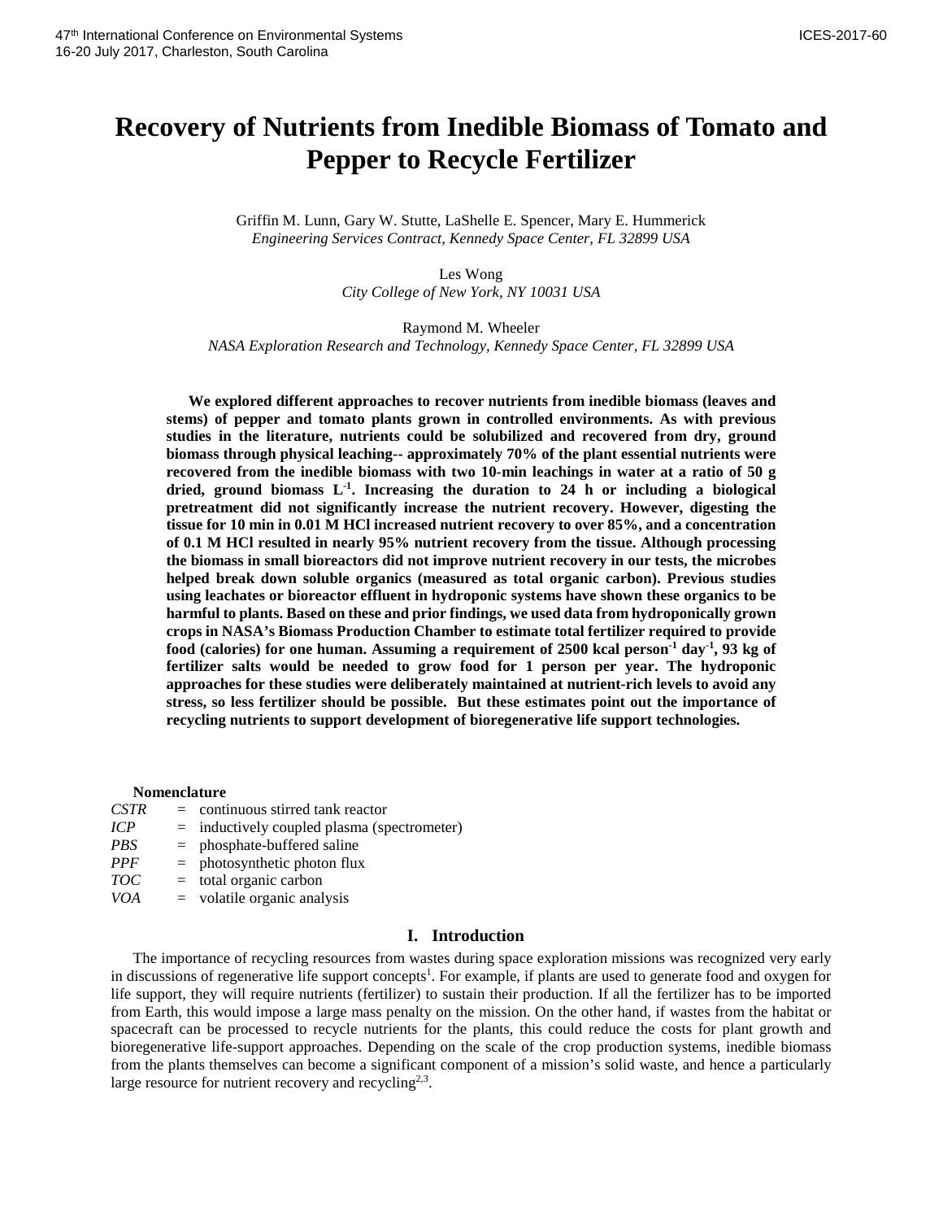# Recovery of Nutrients from Inedible Biomass of Tomato and Pepper to Recycle Fertilizer

Griffin M. Lunn, Gary W. Stutte, LaShelle E. Spencer, Mary E. Hummerick
*Engineering Services Contract, Kennedy Space Center, FL 32899 USA*

Les Wong
*City College of New York, NY 10031 USA*

Raymond M. Wheeler
*NASA Exploration Research and Technology, Kennedy Space Center, FL 32899 USA*

**We explored different approaches to recover nutrients from inedible biomass (leaves and stems) of pepper and tomato plants grown in controlled environments. As with previous studies in the literature, nutrients could be solubilized and recovered from dry, ground biomass through physical leaching-- approximately 70% of the plant essential nutrients were recovered from the inedible biomass with two 10-min leachings in water at a ratio of 50 g dried, ground biomass $L^{-1}$. Increasing the duration to 24 h or including a biological pretreatment did not significantly increase the nutrient recovery. However, digesting the tissue for 10 min in 0.01 M HCl increased nutrient recovery to over 85%, and a concentration of 0.1 M HCl resulted in nearly 95% nutrient recovery from the tissue. Although processing the biomass in small bioreactors did not improve nutrient recovery in our tests, the microbes helped break down soluble organics (measured as total organic carbon). Previous studies using leachates or bioreactor effluent in hydroponic systems have shown these organics to be harmful to plants. Based on these and prior findings, we used data from hydroponically grown crops in NASA's Biomass Production Chamber to estimate total fertilizer required to provide food (calories) for one human. Assuming a requirement of 2500 kcal $person^{-1}$ $day^{-1}$, 93 kg of fertilizer salts would be needed to grow food for 1 person per year. The hydroponic approaches for these studies were deliberately maintained at nutrient-rich levels to avoid any stress, so less fertilizer should be possible. But these estimates point out the importance of recycling nutrients to support development of bioregenerative life support technologies.**

## Nomenclature

| | | |
|---|---|---|
| *CSTR* | = | continuous stirred tank reactor |
| *ICP* | = | inductively coupled plasma (spectrometer) |
| *PBS* | = | phosphate-buffered saline |
| *PPF* | = | photosynthetic photon flux |
| *TOC* | = | total organic carbon |
| *VOA* | = | volatile organic analysis |

## I. Introduction

The importance of recycling resources from wastes during space exploration missions was recognized very early in discussions of regenerative life support concepts[1]. For example, if plants are used to generate food and oxygen for life support, they will require nutrients (fertilizer) to sustain their production. If all the fertilizer has to be imported from Earth, this would impose a large mass penalty on the mission. On the other hand, if wastes from the habitat or spacecraft can be processed to recycle nutrients for the plants, this could reduce the costs for plant growth and bioregenerative life-support approaches. Depending on the scale of the crop production systems, inedible biomass from the plants themselves can become a significant component of a mission's solid waste, and hence a particularly large resource for nutrient recovery and recycling[2,3].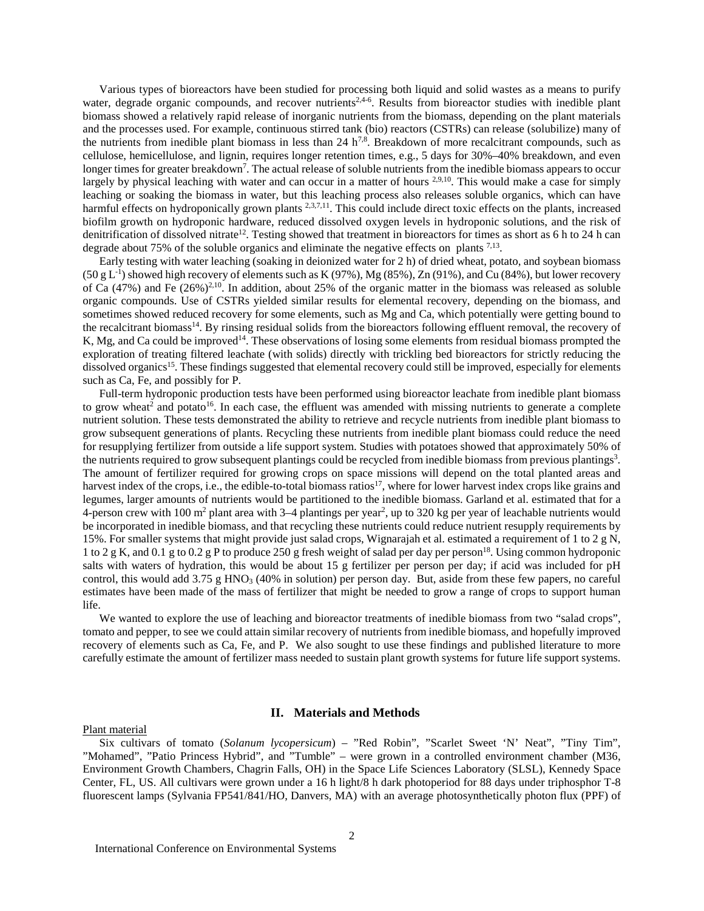Various types of bioreactors have been studied for processing both liquid and solid wastes as a means to purify water, degrade organic compounds, and recover nutrients[2,4-6]. Results from bioreactor studies with inedible plant biomass showed a relatively rapid release of inorganic nutrients from the biomass, depending on the plant materials and the processes used. For example, continuous stirred tank (bio) reactors (CSTRs) can release (solubilize) many of the nutrients from inedible plant biomass in less than 24 h[7,8]. Breakdown of more recalcitrant compounds, such as cellulose, hemicellulose, and lignin, requires longer retention times, e.g., 5 days for 30%–40% breakdown, and even longer times for greater breakdown[7]. The actual release of soluble nutrients from the inedible biomass appears to occur largely by physical leaching with water and can occur in a matter of hours [2,9,10]. This would make a case for simply leaching or soaking the biomass in water, but this leaching process also releases soluble organics, which can have harmful effects on hydroponically grown plants [2,3,7,11]. This could include direct toxic effects on the plants, increased biofilm growth on hydroponic hardware, reduced dissolved oxygen levels in hydroponic solutions, and the risk of denitrification of dissolved nitrate[12]. Testing showed that treatment in bioreactors for times as short as 6 h to 24 h can degrade about 75% of the soluble organics and eliminate the negative effects on plants [7,13].

Early testing with water leaching (soaking in deionized water for 2 h) of dried wheat, potato, and soybean biomass (50 g $L^{-1}$) showed high recovery of elements such as K (97%), Mg (85%), Zn (91%), and Cu (84%), but lower recovery of Ca (47%) and Fe (26%)[2,10]. In addition, about 25% of the organic matter in the biomass was released as soluble organic compounds. Use of CSTRs yielded similar results for elemental recovery, depending on the biomass, and sometimes showed reduced recovery for some elements, such as Mg and Ca, which potentially were getting bound to the recalcitrant biomass[14]. By rinsing residual solids from the bioreactors following effluent removal, the recovery of K, Mg, and Ca could be improved[14]. These observations of losing some elements from residual biomass prompted the exploration of treating filtered leachate (with solids) directly with trickling bed bioreactors for strictly reducing the dissolved organics[15]. These findings suggested that elemental recovery could still be improved, especially for elements such as Ca, Fe, and possibly for P.

Full-term hydroponic production tests have been performed using bioreactor leachate from inedible plant biomass to grow wheat[2] and potato[16]. In each case, the effluent was amended with missing nutrients to generate a complete nutrient solution. These tests demonstrated the ability to retrieve and recycle nutrients from inedible plant biomass to grow subsequent generations of plants. Recycling these nutrients from inedible plant biomass could reduce the need for resupplying fertilizer from outside a life support system. Studies with potatoes showed that approximately 50% of the nutrients required to grow subsequent plantings could be recycled from inedible biomass from previous plantings[3]. The amount of fertilizer required for growing crops on space missions will depend on the total planted areas and harvest index of the crops, i.e., the edible-to-total biomass ratios[17], where for lower harvest index crops like grains and legumes, larger amounts of nutrients would be partitioned to the inedible biomass. Garland et al. estimated that for a 4-person crew with 100 $m^2$ plant area with 3–4 plantings per year[2], up to 320 kg per year of leachable nutrients would be incorporated in inedible biomass, and that recycling these nutrients could reduce nutrient resupply requirements by 15%. For smaller systems that might provide just salad crops, Wignarajah et al. estimated a requirement of 1 to 2 g N, 1 to 2 g K, and 0.1 g to 0.2 g P to produce 250 g fresh weight of salad per day per person[18]. Using common hydroponic salts with waters of hydration, this would be about 15 g fertilizer per person per day; if acid was included for pH control, this would add 3.75 g $HNO_3$ (40% in solution) per person day. But, aside from these few papers, no careful estimates have been made of the mass of fertilizer that might be needed to grow a range of crops to support human life.

We wanted to explore the use of leaching and bioreactor treatments of inedible biomass from two "salad crops", tomato and pepper, to see we could attain similar recovery of nutrients from inedible biomass, and hopefully improved recovery of elements such as Ca, Fe, and P. We also sought to use these findings and published literature to more carefully estimate the amount of fertilizer mass needed to sustain plant growth systems for future life support systems.

## II. Materials and Methods

Plant material

Six cultivars of tomato (*Solanum lycopersicum*) – "Red Robin", "Scarlet Sweet 'N' Neat", "Tiny Tim", "Mohamed", "Patio Princess Hybrid", and "Tumble" – were grown in a controlled environment chamber (M36, Environment Growth Chambers, Chagrin Falls, OH) in the Space Life Sciences Laboratory (SLSL), Kennedy Space Center, FL, US. All cultivars were grown under a 16 h light/8 h dark photoperiod for 88 days under triphosphor T-8 fluorescent lamps (Sylvania FP541/841/HO, Danvers, MA) with an average photosynthetically photon flux (PPF) of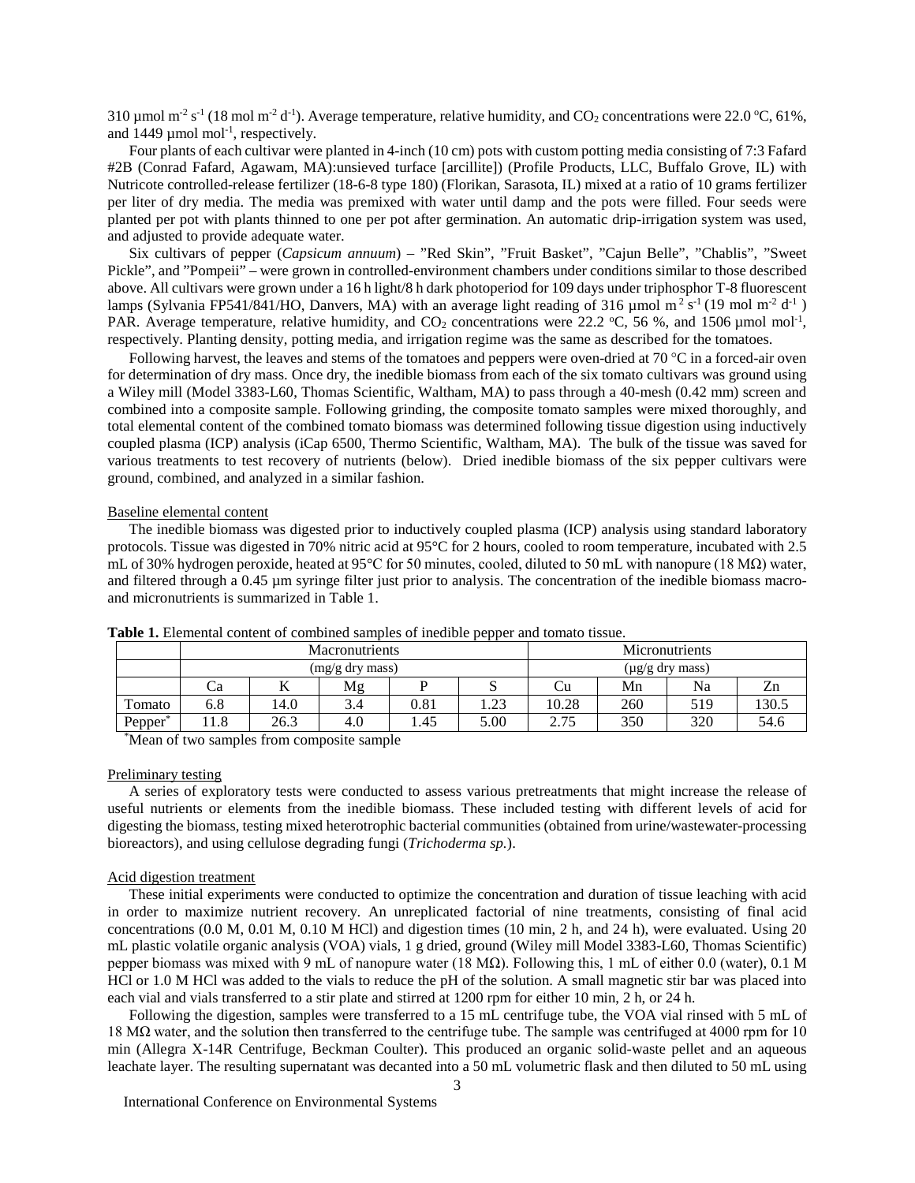310 µmol $m^{-2}$ $s^{-1}$ (18 mol $m^{-2}$ $d^{-1}$). Average temperature, relative humidity, and $CO_2$ concentrations were 22.0 °C, 61%, and 1449 µmol $mol^{-1}$, respectively.

Four plants of each cultivar were planted in 4-inch (10 cm) pots with custom potting media consisting of 7:3 Fafard #2B (Conrad Fafard, Agawam, MA):unsieved turface [arcillite]) (Profile Products, LLC, Buffalo Grove, IL) with Nutricote controlled-release fertilizer (18-6-8 type 180) (Florikan, Sarasota, IL) mixed at a ratio of 10 grams fertilizer per liter of dry media. The media was premixed with water until damp and the pots were filled. Four seeds were planted per pot with plants thinned to one per pot after germination. An automatic drip-irrigation system was used, and adjusted to provide adequate water.

Six cultivars of pepper (*Capsicum annuum*) – "Red Skin", "Fruit Basket", "Cajun Belle", "Chablis", "Sweet Pickle", and "Pompeii" – were grown in controlled-environment chambers under conditions similar to those described above. All cultivars were grown under a 16 h light/8 h dark photoperiod for 109 days under triphosphor T-8 fluorescent lamps (Sylvania FP541/841/HO, Danvers, MA) with an average light reading of 316 µmol $m^{2}$ $s^{-1}$ (19 mol $m^{-2}$ $d^{-1}$ ) PAR. Average temperature, relative humidity, and $CO_2$ concentrations were 22.2 °C, 56 %, and 1506 µmol $mol^{-1}$, respectively. Planting density, potting media, and irrigation regime was the same as described for the tomatoes.

Following harvest, the leaves and stems of the tomatoes and peppers were oven-dried at 70 °C in a forced-air oven for determination of dry mass. Once dry, the inedible biomass from each of the six tomato cultivars was ground using a Wiley mill (Model 3383-L60, Thomas Scientific, Waltham, MA) to pass through a 40-mesh (0.42 mm) screen and combined into a composite sample. Following grinding, the composite tomato samples were mixed thoroughly, and total elemental content of the combined tomato biomass was determined following tissue digestion using inductively coupled plasma (ICP) analysis (iCap 6500, Thermo Scientific, Waltham, MA). The bulk of the tissue was saved for various treatments to test recovery of nutrients (below). Dried inedible biomass of the six pepper cultivars were ground, combined, and analyzed in a similar fashion.

## Baseline elemental content

The inedible biomass was digested prior to inductively coupled plasma (ICP) analysis using standard laboratory protocols. Tissue was digested in 70% nitric acid at 95°C for 2 hours, cooled to room temperature, incubated with 2.5 mL of 30% hydrogen peroxide, heated at 95°C for 50 minutes, cooled, diluted to 50 mL with nanopure (18 MΩ) water, and filtered through a 0.45 µm syringe filter just prior to analysis. The concentration of the inedible biomass macro- and micronutrients is summarized in Table 1.

**Table 1.** Elemental content of combined samples of inedible pepper and tomato tissue.

| | Macronutrients | | | | | Micronutrients | | | |
|---|---|---|---|---|---|---|---|---|---|
| | (mg/g dry mass) | | | | | (µg/g dry mass) | | | |
| | Ca | K | Mg | P | S | Cu | Mn | Na | Zn |
| Tomato | 6.8 | 14.0 | 3.4 | 0.81 | 1.23 | 10.28 | 260 | 519 | 130.5 |
| Pepper* | 11.8 | 26.3 | 4.0 | 1.45 | 5.00 | 2.75 | 350 | 320 | 54.6 |

*Mean of two samples from composite sample

## Preliminary testing

A series of exploratory tests were conducted to assess various pretreatments that might increase the release of useful nutrients or elements from the inedible biomass. These included testing with different levels of acid for digesting the biomass, testing mixed heterotrophic bacterial communities (obtained from urine/wastewater-processing bioreactors), and using cellulose degrading fungi (*Trichoderma sp.*).

## Acid digestion treatment

These initial experiments were conducted to optimize the concentration and duration of tissue leaching with acid in order to maximize nutrient recovery. An unreplicated factorial of nine treatments, consisting of final acid concentrations (0.0 M, 0.01 M, 0.10 M HCl) and digestion times (10 min, 2 h, and 24 h), were evaluated. Using 20 mL plastic volatile organic analysis (VOA) vials, 1 g dried, ground (Wiley mill Model 3383-L60, Thomas Scientific) pepper biomass was mixed with 9 mL of nanopure water (18 MΩ). Following this, 1 mL of either 0.0 (water), 0.1 M HCl or 1.0 M HCl was added to the vials to reduce the pH of the solution. A small magnetic stir bar was placed into each vial and vials transferred to a stir plate and stirred at 1200 rpm for either 10 min, 2 h, or 24 h.

Following the digestion, samples were transferred to a 15 mL centrifuge tube, the VOA vial rinsed with 5 mL of 18 MΩ water, and the solution then transferred to the centrifuge tube. The sample was centrifuged at 4000 rpm for 10 min (Allegra X-14R Centrifuge, Beckman Coulter). This produced an organic solid-waste pellet and an aqueous leachate layer. The resulting supernatant was decanted into a 50 mL volumetric flask and then diluted to 50 mL using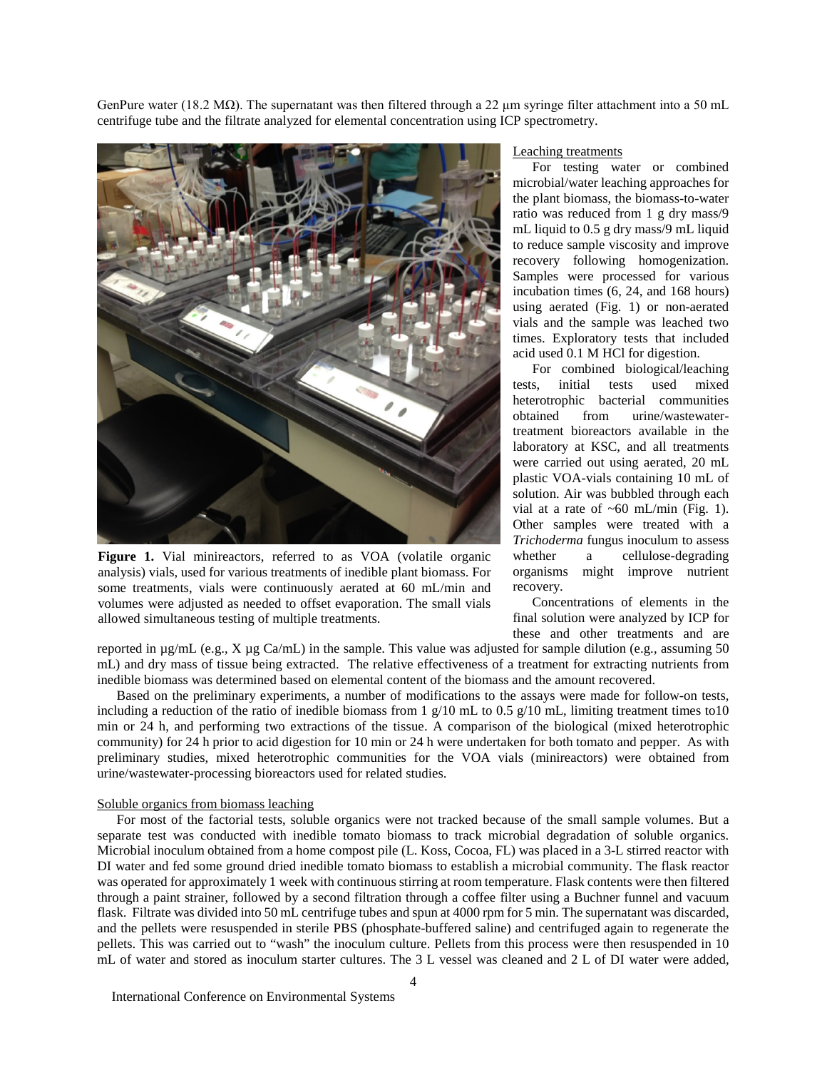GenPure water (18.2 MΩ). The supernatant was then filtered through a 22 µm syringe filter attachment into a 50 mL centrifuge tube and the filtrate analyzed for elemental concentration using ICP spectrometry.

**Figure 1.** Vial minireactors, referred to as VOA (volatile organic analysis) vials, used for various treatments of inedible plant biomass. For some treatments, vials were continuously aerated at 60 mL/min and volumes were adjusted as needed to offset evaporation. The small vials allowed simultaneous testing of multiple treatments.

Leaching treatments

For testing water or combined microbial/water leaching approaches for the plant biomass, the biomass-to-water ratio was reduced from 1 g dry mass/9 mL liquid to 0.5 g dry mass/9 mL liquid to reduce sample viscosity and improve recovery following homogenization. Samples were processed for various incubation times (6, 24, and 168 hours) using aerated (Fig. 1) or non-aerated vials and the sample was leached two times. Exploratory tests that included acid used 0.1 M HCl for digestion.

For combined biological/leaching tests, initial tests used mixed heterotrophic bacterial communities obtained from urine/wastewater-treatment bioreactors available in the laboratory at KSC, and all treatments were carried out using aerated, 20 mL plastic VOA-vials containing 10 mL of solution. Air was bubbled through each vial at a rate of ~60 mL/min (Fig. 1). Other samples were treated with a *Trichoderma* fungus inoculum to assess whether a cellulose-degrading organisms might improve nutrient recovery.

Concentrations of elements in the final solution were analyzed by ICP for these and other treatments and are reported in µg/mL (e.g., X µg Ca/mL) in the sample. This value was adjusted for sample dilution (e.g., assuming 50 mL) and dry mass of tissue being extracted. The relative effectiveness of a treatment for extracting nutrients from inedible biomass was determined based on elemental content of the biomass and the amount recovered.

Based on the preliminary experiments, a number of modifications to the assays were made for follow-on tests, including a reduction of the ratio of inedible biomass from 1 g/10 mL to 0.5 g/10 mL, limiting treatment times to10 min or 24 h, and performing two extractions of the tissue. A comparison of the biological (mixed heterotrophic community) for 24 h prior to acid digestion for 10 min or 24 h were undertaken for both tomato and pepper. As with preliminary studies, mixed heterotrophic communities for the VOA vials (minireactors) were obtained from urine/wastewater-processing bioreactors used for related studies.

Soluble organics from biomass leaching

For most of the factorial tests, soluble organics were not tracked because of the small sample volumes. But a separate test was conducted with inedible tomato biomass to track microbial degradation of soluble organics. Microbial inoculum obtained from a home compost pile (L. Koss, Cocoa, FL) was placed in a 3-L stirred reactor with DI water and fed some ground dried inedible tomato biomass to establish a microbial community. The flask reactor was operated for approximately 1 week with continuous stirring at room temperature. Flask contents were then filtered through a paint strainer, followed by a second filtration through a coffee filter using a Buchner funnel and vacuum flask. Filtrate was divided into 50 mL centrifuge tubes and spun at 4000 rpm for 5 min. The supernatant was discarded, and the pellets were resuspended in sterile PBS (phosphate-buffered saline) and centrifuged again to regenerate the pellets. This was carried out to "wash" the inoculum culture. Pellets from this process were then resuspended in 10 mL of water and stored as inoculum starter cultures. The 3 L vessel was cleaned and 2 L of DI water were added,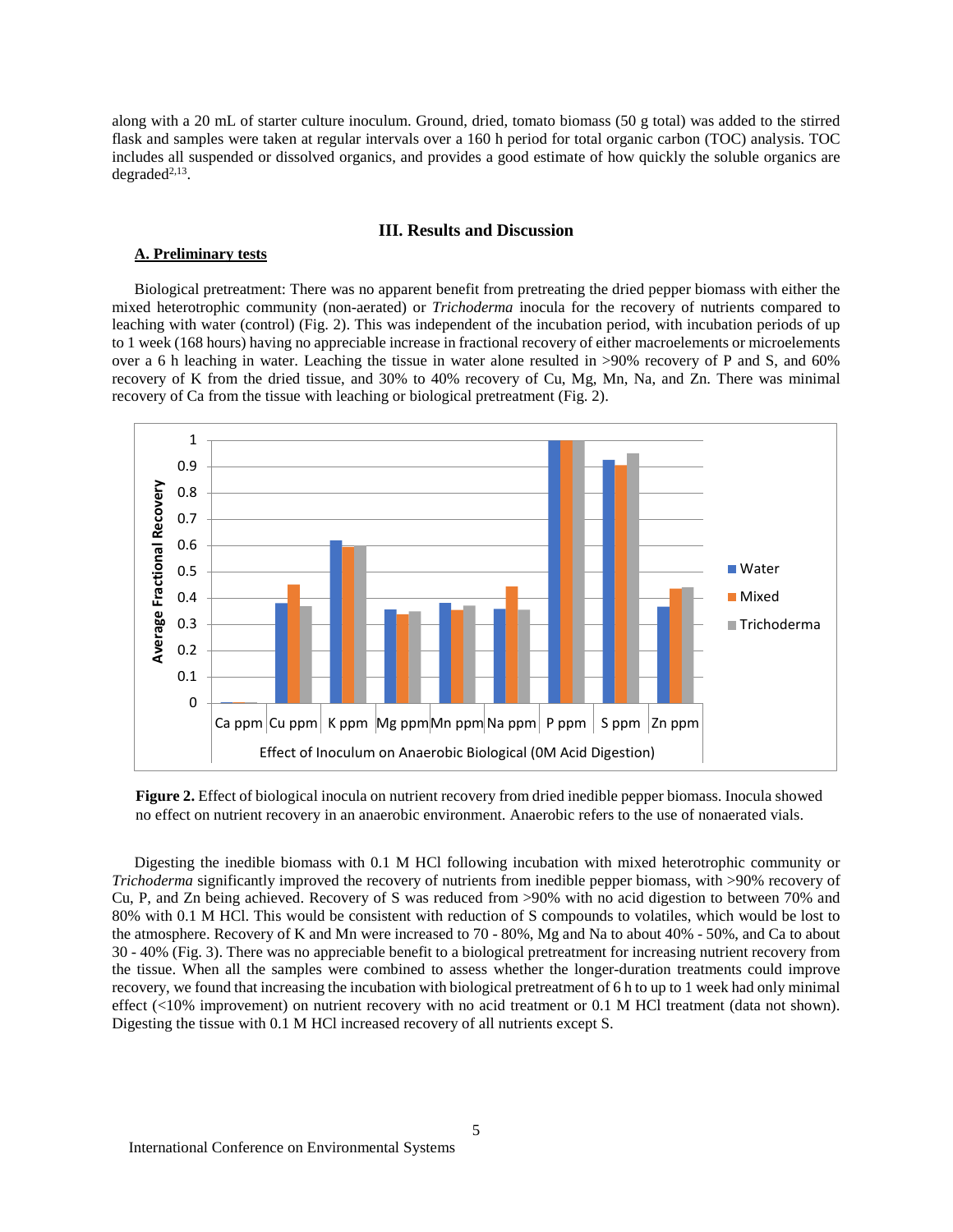along with a 20 mL of starter culture inoculum. Ground, dried, tomato biomass (50 g total) was added to the stirred flask and samples were taken at regular intervals over a 160 h period for total organic carbon (TOC) analysis. TOC includes all suspended or dissolved organics, and provides a good estimate of how quickly the soluble organics are degraded[2,13].

## III. Results and Discussion

### A. Preliminary tests

Biological pretreatment: There was no apparent benefit from pretreating the dried pepper biomass with either the mixed heterotrophic community (non-aerated) or *Trichoderma* inocula for the recovery of nutrients compared to leaching with water (control) (Fig. 2). This was independent of the incubation period, with incubation periods of up to 1 week (168 hours) having no appreciable increase in fractional recovery of either macroelements or microelements over a 6 h leaching in water. Leaching the tissue in water alone resulted in >90% recovery of P and S, and 60% recovery of K from the dried tissue, and 30% to 40% recovery of Cu, Mg, Mn, Na, and Zn. There was minimal recovery of Ca from the tissue with leaching or biological pretreatment (Fig. 2).

**Figure 2.** Effect of biological inocula on nutrient recovery from dried inedible pepper biomass. Inocula showed no effect on nutrient recovery in an anaerobic environment. Anaerobic refers to the use of nonaerated vials.

Digesting the inedible biomass with 0.1 M HCl following incubation with mixed heterotrophic community or *Trichoderma* significantly improved the recovery of nutrients from inedible pepper biomass, with >90% recovery of Cu, P, and Zn being achieved. Recovery of S was reduced from >90% with no acid digestion to between 70% and 80% with 0.1 M HCl. This would be consistent with reduction of S compounds to volatiles, which would be lost to the atmosphere. Recovery of K and Mn were increased to 70 - 80%, Mg and Na to about 40% - 50%, and Ca to about 30 - 40% (Fig. 3). There was no appreciable benefit to a biological pretreatment for increasing nutrient recovery from the tissue. When all the samples were combined to assess whether the longer-duration treatments could improve recovery, we found that increasing the incubation with biological pretreatment of 6 h to up to 1 week had only minimal effect (<10% improvement) on nutrient recovery with no acid treatment or 0.1 M HCl treatment (data not shown). Digesting the tissue with 0.1 M HCl increased recovery of all nutrients except S.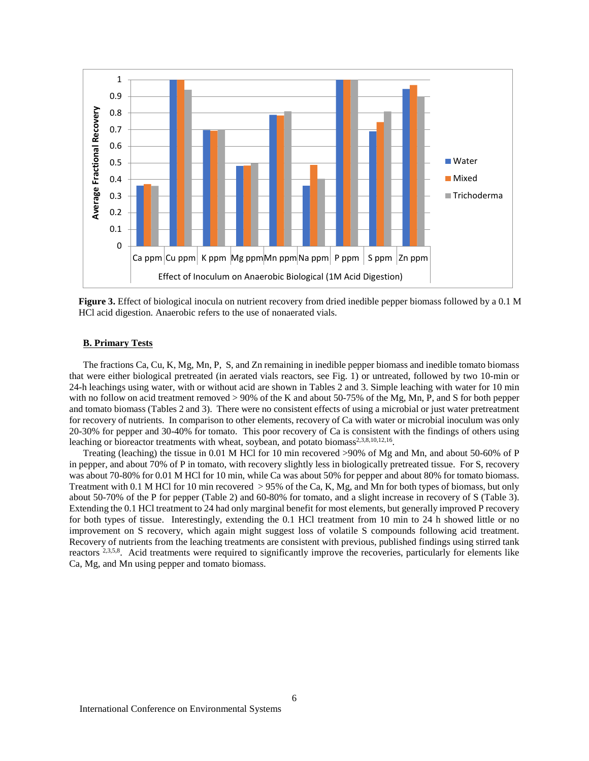**Figure 3.** Effect of biological inocula on nutrient recovery from dried inedible pepper biomass followed by a 0.1 M HCl acid digestion. Anaerobic refers to the use of nonaerated vials.

## B. Primary Tests

The fractions Ca, Cu, K, Mg, Mn, P, S, and Zn remaining in inedible pepper biomass and inedible tomato biomass that were either biological pretreated (in aerated vials reactors, see Fig. 1) or untreated, followed by two 10-min or 24-h leachings using water, with or without acid are shown in Tables 2 and 3. Simple leaching with water for 10 min with no follow on acid treatment removed > 90% of the K and about 50-75% of the Mg, Mn, P, and S for both pepper and tomato biomass (Tables 2 and 3). There were no consistent effects of using a microbial or just water pretreatment for recovery of nutrients. In comparison to other elements, recovery of Ca with water or microbial inoculum was only 20-30% for pepper and 30-40% for tomato. This poor recovery of Ca is consistent with the findings of others using leaching or bioreactor treatments with wheat, soybean, and potato biomass[2,3,8,10,12,16].

Treating (leaching) the tissue in 0.01 M HCl for 10 min recovered >90% of Mg and Mn, and about 50-60% of P in pepper, and about 70% of P in tomato, with recovery slightly less in biologically pretreated tissue. For S, recovery was about 70-80% for 0.01 M HCl for 10 min, while Ca was about 50% for pepper and about 80% for tomato biomass. Treatment with 0.1 M HCl for 10 min recovered > 95% of the Ca, K, Mg, and Mn for both types of biomass, but only about 50-70% of the P for pepper (Table 2) and 60-80% for tomato, and a slight increase in recovery of S (Table 3). Extending the 0.1 HCl treatment to 24 had only marginal benefit for most elements, but generally improved P recovery for both types of tissue. Interestingly, extending the 0.1 HCl treatment from 10 min to 24 h showed little or no improvement on S recovery, which again might suggest loss of volatile S compounds following acid treatment. Recovery of nutrients from the leaching treatments are consistent with previous, published findings using stirred tank reactors [2,3,5,8]. Acid treatments were required to significantly improve the recoveries, particularly for elements like Ca, Mg, and Mn using pepper and tomato biomass.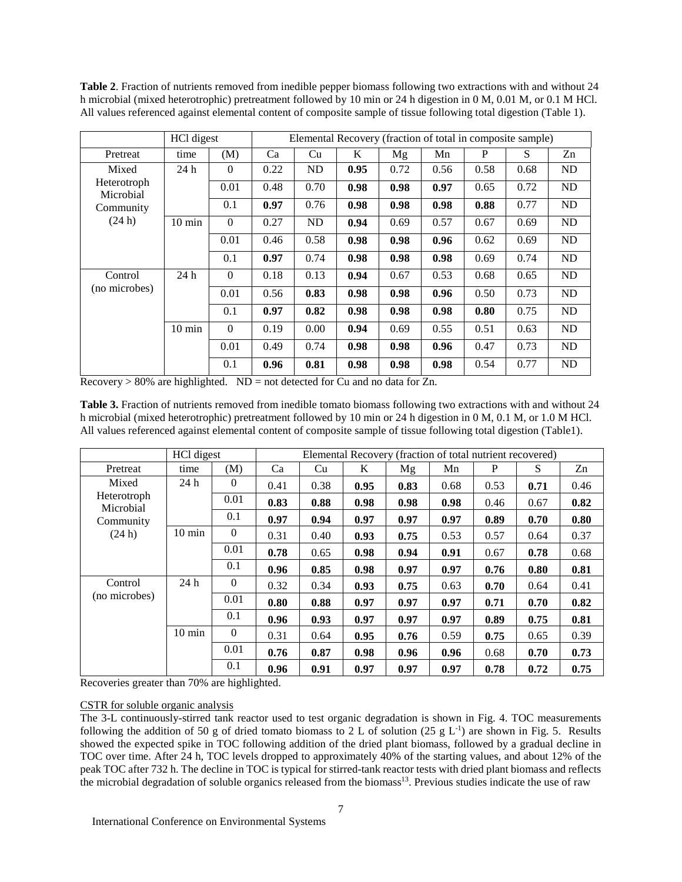**Table 2**. Fraction of nutrients removed from inedible pepper biomass following two extractions with and without 24 h microbial (mixed heterotrophic) pretreatment followed by 10 min or 24 h digestion in 0 M, 0.01 M, or 0.1 M HCl. All values referenced against elemental content of composite sample of tissue following total digestion (Table 1).

| | HCl digest | | Elemental Recovery (fraction of total in composite sample) | | | | | | | |
|---|---|---|---|---|---|---|---|---|---|---|
| Pretreat | time | (M) | Ca | Cu | K | Mg | Mn | P | S | Zn |
| Mixed Heterotroph Microbial Community (24 h) | 24 h | 0 | 0.22 | ND | **0.95** | 0.72 | 0.56 | 0.58 | 0.68 | ND |
| | | 0.01 | 0.48 | 0.70 | **0.98** | **0.98** | **0.97** | 0.65 | 0.72 | ND |
| | | 0.1 | **0.97** | 0.76 | **0.98** | **0.98** | **0.98** | **0.88** | 0.77 | ND |
| | 10 min | 0 | 0.27 | ND | **0.94** | 0.69 | 0.57 | 0.67 | 0.69 | ND |
| | | 0.01 | 0.46 | 0.58 | **0.98** | **0.98** | **0.96** | 0.62 | 0.69 | ND |
| | | 0.1 | **0.97** | 0.74 | **0.98** | **0.98** | **0.98** | 0.69 | 0.74 | ND |
| Control (no microbes) | 24 h | 0 | 0.18 | 0.13 | **0.94** | 0.67 | 0.53 | 0.68 | 0.65 | ND |
| | | 0.01 | 0.56 | **0.83** | **0.98** | **0.98** | **0.96** | 0.50 | 0.73 | ND |
| | | 0.1 | **0.97** | **0.82** | **0.98** | **0.98** | **0.98** | **0.80** | 0.75 | ND |
| | 10 min | 0 | 0.19 | 0.00 | **0.94** | 0.69 | 0.55 | 0.51 | 0.63 | ND |
| | | 0.01 | 0.49 | 0.74 | **0.98** | **0.98** | **0.96** | 0.47 | 0.73 | ND |
| | | 0.1 | **0.96** | **0.81** | **0.98** | **0.98** | **0.98** | 0.54 | 0.77 | ND |

Recovery > 80% are highlighted. ND = not detected for Cu and no data for Zn.

**Table 3.** Fraction of nutrients removed from inedible tomato biomass following two extractions with and without 24 h microbial (mixed heterotrophic) pretreatment followed by 10 min or 24 h digestion in 0 M, 0.1 M, or 1.0 M HCl. All values referenced against elemental content of composite sample of tissue following total digestion (Table1).

| | HCl digest | | Elemental Recovery (fraction of total nutrient recovered) | | | | | | | |
|---|---|---|---|---|---|---|---|---|---|---|
| Pretreat | time | (M) | Ca | Cu | K | Mg | Mn | P | S | Zn |
| Mixed Heterotroph Microbial Community (24 h) | 24 h | 0 | 0.41 | 0.38 | **0.95** | **0.83** | 0.68 | 0.53 | **0.71** | 0.46 |
| | | 0.01 | **0.83** | **0.88** | **0.98** | **0.98** | **0.98** | 0.46 | 0.67 | **0.82** |
| | | 0.1 | **0.97** | **0.94** | **0.97** | **0.97** | **0.97** | **0.89** | **0.70** | **0.80** |
| | 10 min | 0 | 0.31 | 0.40 | **0.93** | **0.75** | 0.53 | 0.57 | 0.64 | 0.37 |
| | | 0.01 | **0.78** | 0.65 | **0.98** | **0.94** | **0.91** | 0.67 | **0.78** | 0.68 |
| | | 0.1 | **0.96** | **0.85** | **0.98** | **0.97** | **0.97** | **0.76** | **0.80** | **0.81** |
| Control (no microbes) | 24 h | 0 | 0.32 | 0.34 | **0.93** | **0.75** | 0.63 | **0.70** | 0.64 | 0.41 |
| | | 0.01 | **0.80** | **0.88** | **0.97** | **0.97** | **0.97** | **0.71** | **0.70** | **0.82** |
| | | 0.1 | **0.96** | **0.93** | **0.97** | **0.97** | **0.97** | **0.89** | **0.75** | **0.81** |
| | 10 min | 0 | 0.31 | 0.64 | **0.95** | **0.76** | 0.59 | **0.75** | 0.65 | 0.39 |
| | | 0.01 | **0.76** | **0.87** | **0.98** | **0.96** | **0.96** | 0.68 | **0.70** | **0.73** |
| | | 0.1 | **0.96** | **0.91** | **0.97** | **0.97** | **0.97** | **0.78** | **0.72** | **0.75** |

Recoveries greater than 70% are highlighted.

CSTR for soluble organic analysis

The 3-L continuously-stirred tank reactor used to test organic degradation is shown in Fig. 4. TOC measurements following the addition of 50 g of dried tomato biomass to 2 L of solution (25 g $L^{-1}$) are shown in Fig. 5. Results showed the expected spike in TOC following addition of the dried plant biomass, followed by a gradual decline in TOC over time. After 24 h, TOC levels dropped to approximately 40% of the starting values, and about 12% of the peak TOC after 732 h. The decline in TOC is typical for stirred-tank reactor tests with dried plant biomass and reflects the microbial degradation of soluble organics released from the biomass[13]. Previous studies indicate the use of raw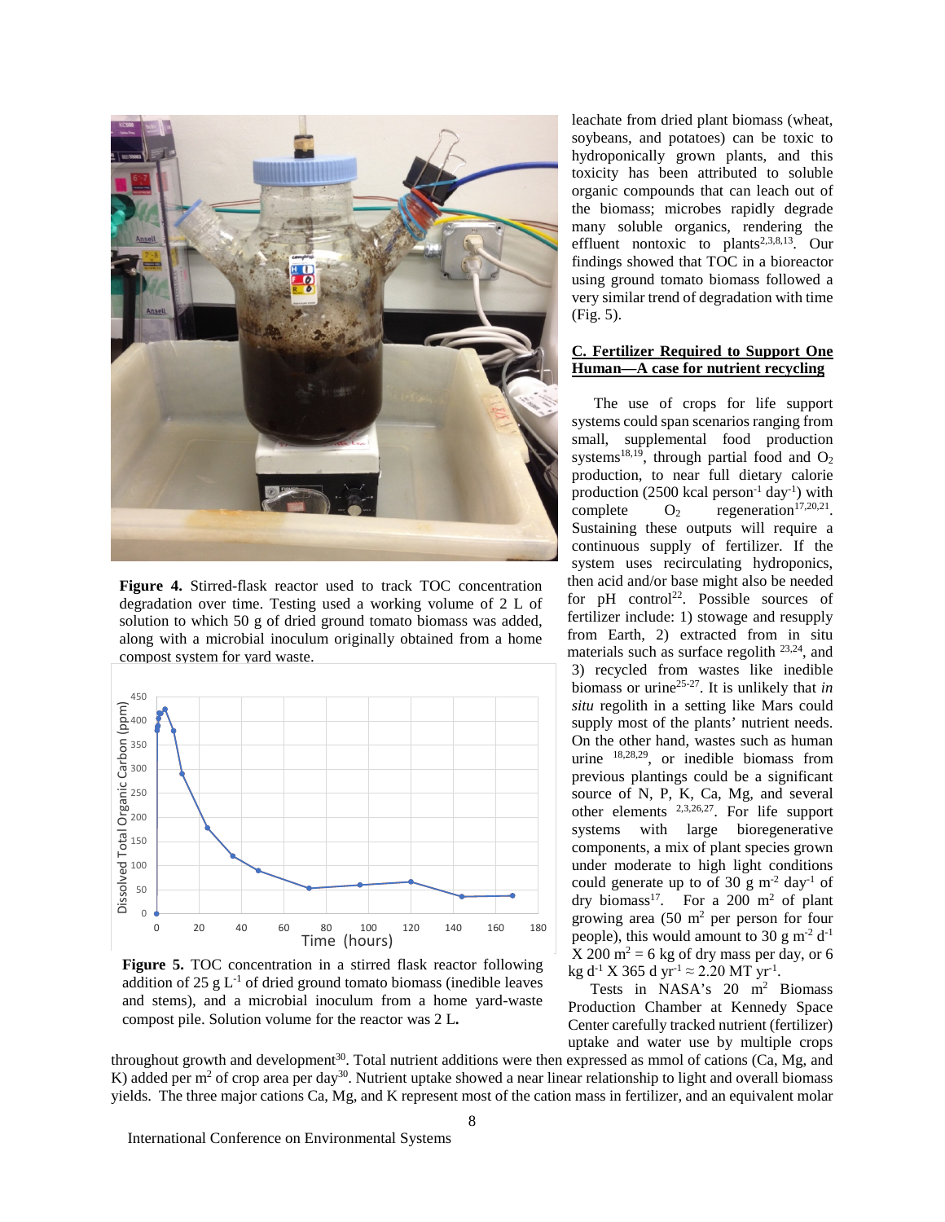**Figure 4.** Stirred-flask reactor used to track TOC concentration degradation over time. Testing used a working volume of 2 L of solution to which 50 g of dried ground tomato biomass was added, along with a microbial inoculum originally obtained from a home compost system for yard waste.

**Figure 5.** TOC concentration in a stirred flask reactor following addition of 25 g $L^{-1}$ of dried ground tomato biomass (inedible leaves and stems), and a microbial inoculum from a home yard-waste compost pile. Solution volume for the reactor was 2 L**.**

leachate from dried plant biomass (wheat, soybeans, and potatoes) can be toxic to hydroponically grown plants, and this toxicity has been attributed to soluble organic compounds that can leach out of the biomass; microbes rapidly degrade many soluble organics, rendering the effluent nontoxic to plants[2,3,8,13]. Our findings showed that TOC in a bioreactor using ground tomato biomass followed a very similar trend of degradation with time (Fig. 5).

### C. Fertilizer Required to Support One Human—A case for nutrient recycling

The use of crops for life support systems could span scenarios ranging from small, supplemental food production systems[18,19], through partial food and $O_2$ production, to near full dietary calorie production (2500 kcal $person^{-1}$ $day^{-1}$) with complete $O_2$ regeneration[17,20,21]. Sustaining these outputs will require a continuous supply of fertilizer. If the system uses recirculating hydroponics, then acid and/or base might also be needed for pH control[22]. Possible sources of fertilizer include: 1) stowage and resupply from Earth, 2) extracted from in situ materials such as surface regolith [23,24], and 3) recycled from wastes like inedible biomass or urine[25-27]. It is unlikely that *in situ* regolith in a setting like Mars could supply most of the plants' nutrient needs. On the other hand, wastes such as human urine [18,28,29], or inedible biomass from previous plantings could be a significant source of N, P, K, Ca, Mg, and several other elements [2,3,26,27]. For life support systems with large bioregenerative components, a mix of plant species grown under moderate to high light conditions could generate up to of 30 g $m^{-2}$ $day^{-1}$ of dry biomass[17]. For a 200 $m^2$ of plant growing area (50 $m^2$ per person for four people), this would amount to 30 g $m^{-2}$ $d^{-1}$ X 200 $m^2$ = 6 kg of dry mass per day, or 6 kg $d^{-1}$ X 365 d $yr^{-1}$ ≈ 2.20 MT $yr^{-1}$.

Tests in NASA's 20 $m^2$ Biomass Production Chamber at Kennedy Space Center carefully tracked nutrient (fertilizer) uptake and water use by multiple crops throughout growth and development[30]. Total nutrient additions were then expressed as mmol of cations (Ca, Mg, and K) added per $m^2$ of crop area per day[30]. Nutrient uptake showed a near linear relationship to light and overall biomass yields. The three major cations Ca, Mg, and K represent most of the cation mass in fertilizer, and an equivalent molar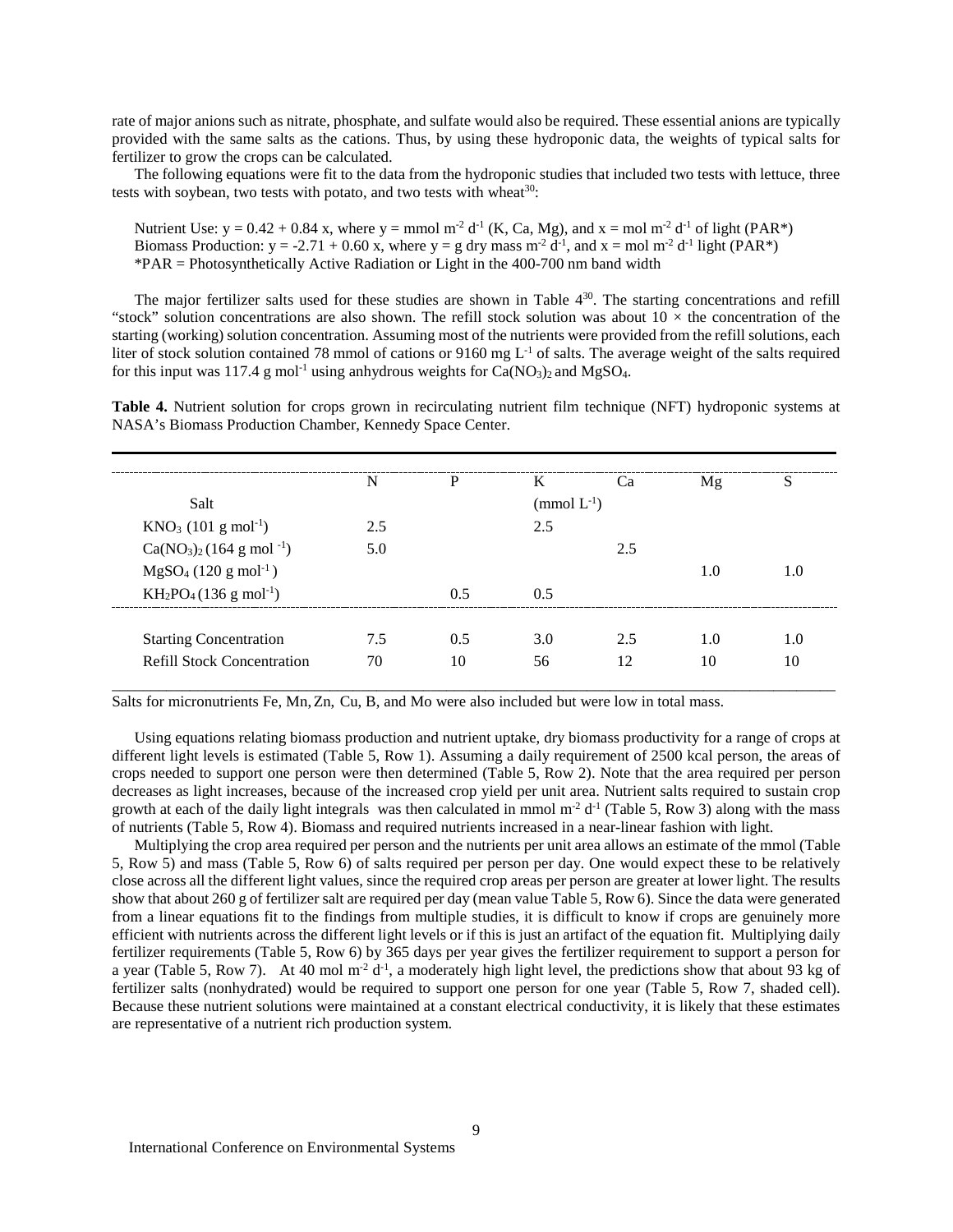rate of major anions such as nitrate, phosphate, and sulfate would also be required. These essential anions are typically provided with the same salts as the cations. Thus, by using these hydroponic data, the weights of typical salts for fertilizer to grow the crops can be calculated.

The following equations were fit to the data from the hydroponic studies that included two tests with lettuce, three tests with soybean, two tests with potato, and two tests with wheat[30]:

Nutrient Use: $y = 0.42 + 0.84\,x$, where $y$ = mmol $m^{-2}\,d^{-1}$ (K, Ca, Mg), and $x$ = mol $m^{-2}\,d^{-1}$ of light (PAR*)
Biomass Production: $y = -2.71 + 0.60\,x$, where $y$ = g dry mass $m^{-2}\,d^{-1}$, and $x$ = mol $m^{-2}\,d^{-1}$ light (PAR*)
*PAR = Photosynthetically Active Radiation or Light in the 400-700 nm band width

The major fertilizer salts used for these studies are shown in Table 4[30]. The starting concentrations and refill "stock" solution concentrations are also shown. The refill stock solution was about 10 × the concentration of the starting (working) solution concentration. Assuming most of the nutrients were provided from the refill solutions, each liter of stock solution contained 78 mmol of cations or 9160 mg $L^{-1}$ of salts. The average weight of the salts required for this input was 117.4 g $mol^{-1}$ using anhydrous weights for $Ca(NO_3)_2$ and $MgSO_4$.

**Table 4.** Nutrient solution for crops grown in recirculating nutrient film technique (NFT) hydroponic systems at NASA's Biomass Production Chamber, Kennedy Space Center.

| Salt | N | P | K (mmol $L^{-1}$) | Ca | Mg | S |
|---|---|---|---|---|---|---|
| $KNO_3$ (101 g $mol^{-1}$) | 2.5 | | 2.5 | | | |
| $Ca(NO_3)_2$ (164 g $mol^{-1}$) | 5.0 | | | 2.5 | | |
| $MgSO_4$ (120 g $mol^{-1}$) | | | | | 1.0 | 1.0 |
| $KH_2PO_4$ (136 g $mol^{-1}$) | | 0.5 | 0.5 | | | |
| Starting Concentration | 7.5 | 0.5 | 3.0 | 2.5 | 1.0 | 1.0 |
| Refill Stock Concentration | 70 | 10 | 56 | 12 | 10 | 10 |

Salts for micronutrients Fe, Mn, Zn, Cu, B, and Mo were also included but were low in total mass.

Using equations relating biomass production and nutrient uptake, dry biomass productivity for a range of crops at different light levels is estimated (Table 5, Row 1). Assuming a daily requirement of 2500 kcal person, the areas of crops needed to support one person were then determined (Table 5, Row 2). Note that the area required per person decreases as light increases, because of the increased crop yield per unit area. Nutrient salts required to sustain crop growth at each of the daily light integrals was then calculated in mmol $m^{-2}\,d^{-1}$ (Table 5, Row 3) along with the mass of nutrients (Table 5, Row 4). Biomass and required nutrients increased in a near-linear fashion with light.

Multiplying the crop area required per person and the nutrients per unit area allows an estimate of the mmol (Table 5, Row 5) and mass (Table 5, Row 6) of salts required per person per day. One would expect these to be relatively close across all the different light values, since the required crop areas per person are greater at lower light. The results show that about 260 g of fertilizer salt are required per day (mean value Table 5, Row 6). Since the data were generated from a linear equations fit to the findings from multiple studies, it is difficult to know if crops are genuinely more efficient with nutrients across the different light levels or if this is just an artifact of the equation fit. Multiplying daily fertilizer requirements (Table 5, Row 6) by 365 days per year gives the fertilizer requirement to support a person for a year (Table 5, Row 7). At 40 mol $m^{-2}\,d^{-1}$, a moderately high light level, the predictions show that about 93 kg of fertilizer salts (nonhydrated) would be required to support one person for one year (Table 5, Row 7, shaded cell). Because these nutrient solutions were maintained at a constant electrical conductivity, it is likely that these estimates are representative of a nutrient rich production system.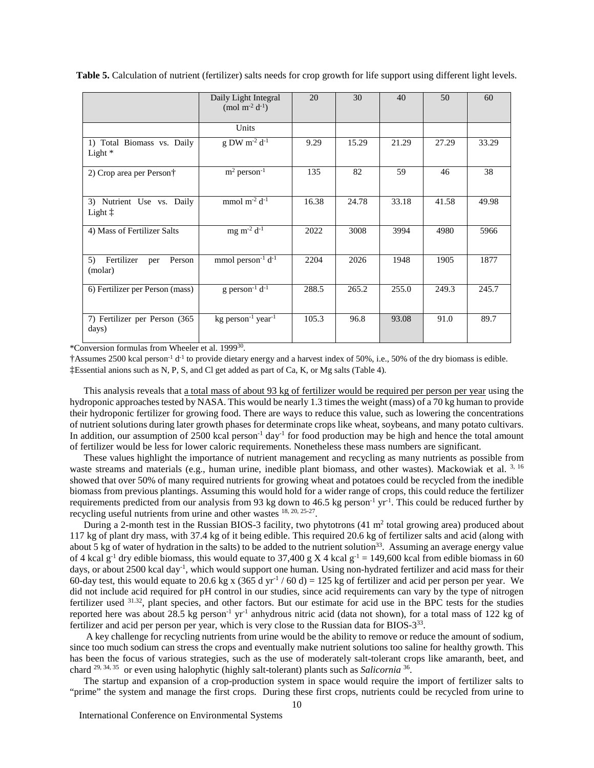**Table 5.** Calculation of nutrient (fertilizer) salts needs for crop growth for life support using different light levels.

| | Daily Light Integral (mol $m^{-2}$ $d^{-1}$) | 20 | 30 | 40 | 50 | 60 |
|---|---|---|---|---|---|---|
| | Units | | | | | |
| 1) Total Biomass vs. Daily Light * | g DW $m^{-2}$ $d^{-1}$ | 9.29 | 15.29 | 21.29 | 27.29 | 33.29 |
| 2) Crop area per Person† | $m^2$ $person^{-1}$ | 135 | 82 | 59 | 46 | 38 |
| 3) Nutrient Use vs. Daily Light ‡ | mmol $m^{-2}$ $d^{-1}$ | 16.38 | 24.78 | 33.18 | 41.58 | 49.98 |
| 4) Mass of Fertilizer Salts | mg $m^{-2}$ $d^{-1}$ | 2022 | 3008 | 3994 | 4980 | 5966 |
| 5) Fertilizer per Person (molar) | mmol $person^{-1}$ $d^{-1}$ | 2204 | 2026 | 1948 | 1905 | 1877 |
| 6) Fertilizer per Person (mass) | g $person^{-1}$ $d^{-1}$ | 288.5 | 265.2 | 255.0 | 249.3 | 245.7 |
| 7) Fertilizer per Person (365 days) | kg $person^{-1}$ $year^{-1}$ | 105.3 | 96.8 | 93.08 | 91.0 | 89.7 |

*Conversion formulas from Wheeler et al. 1999[30].

†Assumes 2500 kcal $person^{-1}$ $d^{-1}$ to provide dietary energy and a harvest index of 50%, i.e., 50% of the dry biomass is edible.

‡Essential anions such as N, P, S, and Cl get added as part of Ca, K, or Mg salts (Table 4).

This analysis reveals that a total mass of about 93 kg of fertilizer would be required per person per year using the hydroponic approaches tested by NASA. This would be nearly 1.3 times the weight (mass) of a 70 kg human to provide their hydroponic fertilizer for growing food. There are ways to reduce this value, such as lowering the concentrations of nutrient solutions during later growth phases for determinate crops like wheat, soybeans, and many potato cultivars. In addition, our assumption of 2500 kcal $person^{-1}$ $day^{-1}$ for food production may be high and hence the total amount of fertilizer would be less for lower caloric requirements. Nonetheless these mass numbers are significant.

These values highlight the importance of nutrient management and recycling as many nutrients as possible from waste streams and materials (e.g., human urine, inedible plant biomass, and other wastes). Mackowiak et al. [3, 16] showed that over 50% of many required nutrients for growing wheat and potatoes could be recycled from the inedible biomass from previous plantings. Assuming this would hold for a wider range of crops, this could reduce the fertilizer requirements predicted from our analysis from 93 kg down to 46.5 kg $person^{-1}$ $yr^{-1}$. This could be reduced further by recycling useful nutrients from urine and other wastes [18, 20, 25-27].

During a 2-month test in the Russian BIOS-3 facility, two phytotrons (41 $m^2$ total growing area) produced about 117 kg of plant dry mass, with 37.4 kg of it being edible. This required 20.6 kg of fertilizer salts and acid (along with about 5 kg of water of hydration in the salts) to be added to the nutrient solution[33]. Assuming an average energy value of 4 kcal $g^{-1}$ dry edible biomass, this would equate to 37,400 g X 4 kcal $g^{-1}$ = 149,600 kcal from edible biomass in 60 days, or about 2500 kcal $day^{-1}$, which would support one human. Using non-hydrated fertilizer and acid mass for their 60-day test, this would equate to 20.6 kg x (365 d $yr^{-1}$ / 60 d) = 125 kg of fertilizer and acid per person per year. We did not include acid required for pH control in our studies, since acid requirements can vary by the type of nitrogen fertilizer used [31,32], plant species, and other factors. But our estimate for acid use in the BPC tests for the studies reported here was about 28.5 kg $person^{-1}$ $yr^{-1}$ anhydrous nitric acid (data not shown), for a total mass of 122 kg of fertilizer and acid per person per year, which is very close to the Russian data for BIOS-3[33].

A key challenge for recycling nutrients from urine would be the ability to remove or reduce the amount of sodium, since too much sodium can stress the crops and eventually make nutrient solutions too saline for healthy growth. This has been the focus of various strategies, such as the use of moderately salt-tolerant crops like amaranth, beet, and chard [29, 34, 35] or even using halophytic (highly salt-tolerant) plants such as *Salicornia* [36].

The startup and expansion of a crop-production system in space would require the import of fertilizer salts to "prime" the system and manage the first crops. During these first crops, nutrients could be recycled from urine to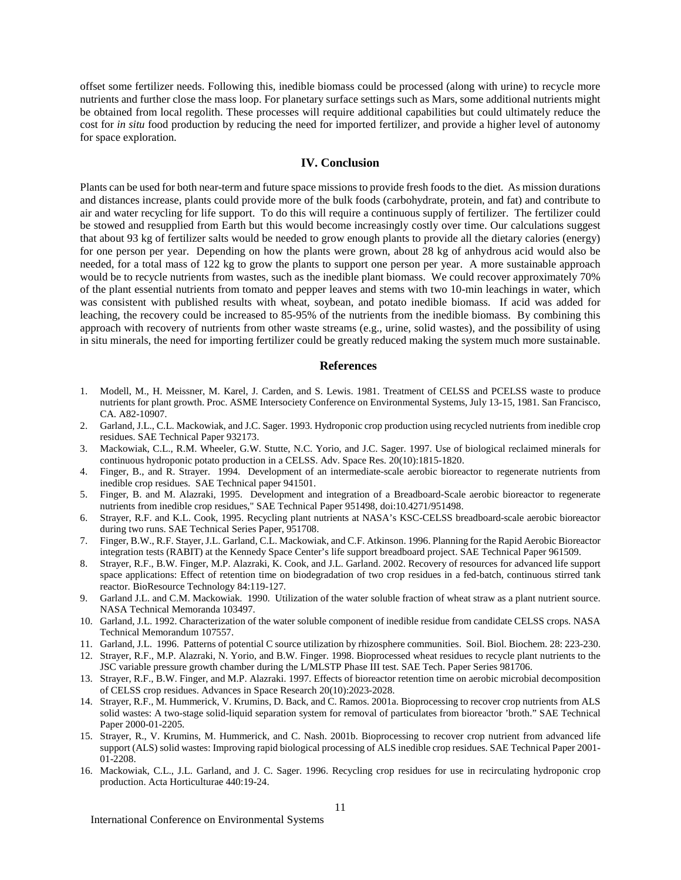offset some fertilizer needs. Following this, inedible biomass could be processed (along with urine) to recycle more nutrients and further close the mass loop. For planetary surface settings such as Mars, some additional nutrients might be obtained from local regolith. These processes will require additional capabilities but could ultimately reduce the cost for *in situ* food production by reducing the need for imported fertilizer, and provide a higher level of autonomy for space exploration.

## IV. Conclusion

Plants can be used for both near-term and future space missions to provide fresh foods to the diet. As mission durations and distances increase, plants could provide more of the bulk foods (carbohydrate, protein, and fat) and contribute to air and water recycling for life support. To do this will require a continuous supply of fertilizer. The fertilizer could be stowed and resupplied from Earth but this would become increasingly costly over time. Our calculations suggest that about 93 kg of fertilizer salts would be needed to grow enough plants to provide all the dietary calories (energy) for one person per year. Depending on how the plants were grown, about 28 kg of anhydrous acid would also be needed, for a total mass of 122 kg to grow the plants to support one person per year. A more sustainable approach would be to recycle nutrients from wastes, such as the inedible plant biomass. We could recover approximately 70% of the plant essential nutrients from tomato and pepper leaves and stems with two 10-min leachings in water, which was consistent with published results with wheat, soybean, and potato inedible biomass. If acid was added for leaching, the recovery could be increased to 85-95% of the nutrients from the inedible biomass. By combining this approach with recovery of nutrients from other waste streams (e.g., urine, solid wastes), and the possibility of using in situ minerals, the need for importing fertilizer could be greatly reduced making the system much more sustainable.

## References

1. Modell, M., H. Meissner, M. Karel, J. Carden, and S. Lewis. 1981. Treatment of CELSS and PCELSS waste to produce nutrients for plant growth. Proc. ASME Intersociety Conference on Environmental Systems, July 13-15, 1981. San Francisco, CA. A82-10907.
2. Garland, J.L., C.L. Mackowiak, and J.C. Sager. 1993. Hydroponic crop production using recycled nutrients from inedible crop residues. SAE Technical Paper 932173.
3. Mackowiak, C.L., R.M. Wheeler, G.W. Stutte, N.C. Yorio, and J.C. Sager. 1997. Use of biological reclaimed minerals for continuous hydroponic potato production in a CELSS. Adv. Space Res. 20(10):1815-1820.
4. Finger, B., and R. Strayer. 1994. Development of an intermediate-scale aerobic bioreactor to regenerate nutrients from inedible crop residues. SAE Technical paper 941501.
5. Finger, B. and M. Alazraki, 1995. Development and integration of a Breadboard-Scale aerobic bioreactor to regenerate nutrients from inedible crop residues," SAE Technical Paper 951498, doi:10.4271/951498.
6. Strayer, R.F. and K.L. Cook, 1995. Recycling plant nutrients at NASA's KSC-CELSS breadboard-scale aerobic bioreactor during two runs. SAE Technical Series Paper, 951708.
7. Finger, B.W., R.F. Stayer, J.L. Garland, C.L. Mackowiak, and C.F. Atkinson. 1996. Planning for the Rapid Aerobic Bioreactor integration tests (RABIT) at the Kennedy Space Center's life support breadboard project. SAE Technical Paper 961509.
8. Strayer, R.F., B.W. Finger, M.P. Alazraki, K. Cook, and J.L. Garland. 2002. Recovery of resources for advanced life support space applications: Effect of retention time on biodegradation of two crop residues in a fed-batch, continuous stirred tank reactor. BioResource Technology 84:119-127.
9. Garland J.L. and C.M. Mackowiak. 1990. Utilization of the water soluble fraction of wheat straw as a plant nutrient source. NASA Technical Memoranda 103497.
10. Garland, J.L. 1992. Characterization of the water soluble component of inedible residue from candidate CELSS crops. NASA Technical Memorandum 107557.
11. Garland, J.L. 1996. Patterns of potential C source utilization by rhizosphere communities. Soil. Biol. Biochem. 28: 223-230.
12. Strayer, R.F., M.P. Alazraki, N. Yorio, and B.W. Finger. 1998. Bioprocessed wheat residues to recycle plant nutrients to the JSC variable pressure growth chamber during the L/MLSTP Phase III test. SAE Tech. Paper Series 981706.
13. Strayer, R.F., B.W. Finger, and M.P. Alazraki. 1997. Effects of bioreactor retention time on aerobic microbial decomposition of CELSS crop residues. Advances in Space Research 20(10):2023-2028.
14. Strayer, R.F., M. Hummerick, V. Krumins, D. Back, and C. Ramos. 2001a. Bioprocessing to recover crop nutrients from ALS solid wastes: A two-stage solid-liquid separation system for removal of particulates from bioreactor 'broth." SAE Technical Paper 2000-01-2205.
15. Strayer, R., V. Krumins, M. Hummerick, and C. Nash. 2001b. Bioprocessing to recover crop nutrient from advanced life support (ALS) solid wastes: Improving rapid biological processing of ALS inedible crop residues. SAE Technical Paper 2001-01-2208.
16. Mackowiak, C.L., J.L. Garland, and J. C. Sager. 1996. Recycling crop residues for use in recirculating hydroponic crop production. Acta Horticulturae 440:19-24.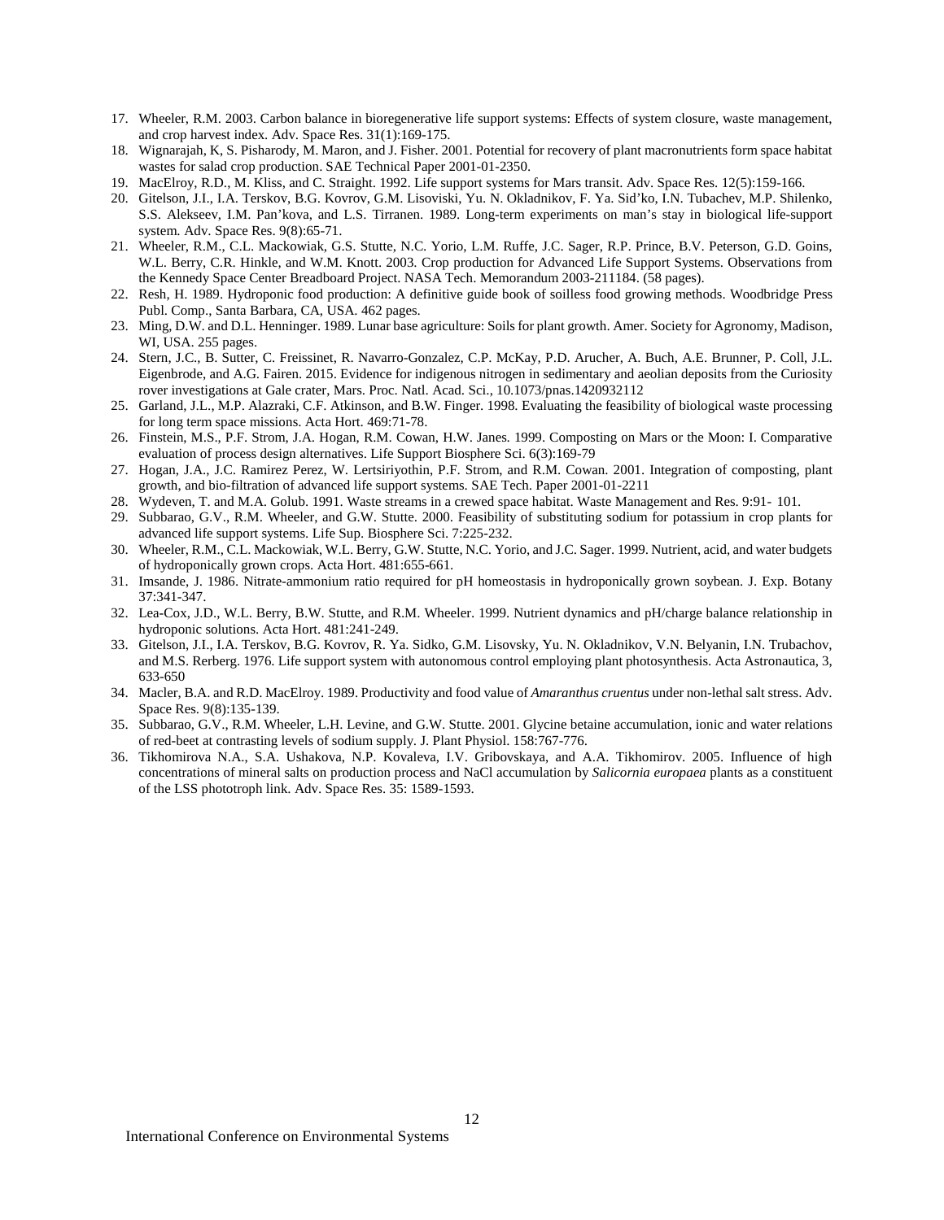17. Wheeler, R.M. 2003. Carbon balance in bioregenerative life support systems: Effects of system closure, waste management, and crop harvest index. Adv. Space Res. 31(1):169-175.
18. Wignarajah, K, S. Pisharody, M. Maron, and J. Fisher. 2001. Potential for recovery of plant macronutrients form space habitat wastes for salad crop production. SAE Technical Paper 2001-01-2350.
19. MacElroy, R.D., M. Kliss, and C. Straight. 1992. Life support systems for Mars transit. Adv. Space Res. 12(5):159-166.
20. Gitelson, J.I., I.A. Terskov, B.G. Kovrov, G.M. Lisoviski, Yu. N. Okladnikov, F. Ya. Sid'ko, I.N. Tubachev, M.P. Shilenko, S.S. Alekseev, I.M. Pan'kova, and L.S. Tirranen. 1989. Long-term experiments on man's stay in biological life-support system. Adv. Space Res. 9(8):65-71.
21. Wheeler, R.M., C.L. Mackowiak, G.S. Stutte, N.C. Yorio, L.M. Ruffe, J.C. Sager, R.P. Prince, B.V. Peterson, G.D. Goins, W.L. Berry, C.R. Hinkle, and W.M. Knott. 2003. Crop production for Advanced Life Support Systems. Observations from the Kennedy Space Center Breadboard Project. NASA Tech. Memorandum 2003-211184. (58 pages).
22. Resh, H. 1989. Hydroponic food production: A definitive guide book of soilless food growing methods. Woodbridge Press Publ. Comp., Santa Barbara, CA, USA. 462 pages.
23. Ming, D.W. and D.L. Henninger. 1989. Lunar base agriculture: Soils for plant growth. Amer. Society for Agronomy, Madison, WI, USA. 255 pages.
24. Stern, J.C., B. Sutter, C. Freissinet, R. Navarro-Gonzalez, C.P. McKay, P.D. Arucher, A. Buch, A.E. Brunner, P. Coll, J.L. Eigenbrode, and A.G. Fairen. 2015. Evidence for indigenous nitrogen in sedimentary and aeolian deposits from the Curiosity rover investigations at Gale crater, Mars. Proc. Natl. Acad. Sci., 10.1073/pnas.1420932112
25. Garland, J.L., M.P. Alazraki, C.F. Atkinson, and B.W. Finger. 1998. Evaluating the feasibility of biological waste processing for long term space missions. Acta Hort. 469:71-78.
26. Finstein, M.S., P.F. Strom, J.A. Hogan, R.M. Cowan, H.W. Janes. 1999. Composting on Mars or the Moon: I. Comparative evaluation of process design alternatives. Life Support Biosphere Sci. 6(3):169-79
27. Hogan, J.A., J.C. Ramirez Perez, W. Lertsiriyothin, P.F. Strom, and R.M. Cowan. 2001. Integration of composting, plant growth, and bio-filtration of advanced life support systems. SAE Tech. Paper 2001-01-2211
28. Wydeven, T. and M.A. Golub. 1991. Waste streams in a crewed space habitat. Waste Management and Res. 9:91- 101.
29. Subbarao, G.V., R.M. Wheeler, and G.W. Stutte. 2000. Feasibility of substituting sodium for potassium in crop plants for advanced life support systems. Life Sup. Biosphere Sci. 7:225-232.
30. Wheeler, R.M., C.L. Mackowiak, W.L. Berry, G.W. Stutte, N.C. Yorio, and J.C. Sager. 1999. Nutrient, acid, and water budgets of hydroponically grown crops. Acta Hort. 481:655-661.
31. Imsande, J. 1986. Nitrate-ammonium ratio required for pH homeostasis in hydroponically grown soybean. J. Exp. Botany 37:341-347.
32. Lea-Cox, J.D., W.L. Berry, B.W. Stutte, and R.M. Wheeler. 1999. Nutrient dynamics and pH/charge balance relationship in hydroponic solutions. Acta Hort. 481:241-249.
33. Gitelson, J.I., I.A. Terskov, B.G. Kovrov, R. Ya. Sidko, G.M. Lisovsky, Yu. N. Okladnikov, V.N. Belyanin, I.N. Trubachov, and M.S. Rerberg. 1976. Life support system with autonomous control employing plant photosynthesis. Acta Astronautica, 3, 633-650
34. Macler, B.A. and R.D. MacElroy. 1989. Productivity and food value of *Amaranthus cruentus* under non-lethal salt stress. Adv. Space Res. 9(8):135-139.
35. Subbarao, G.V., R.M. Wheeler, L.H. Levine, and G.W. Stutte. 2001. Glycine betaine accumulation, ionic and water relations of red-beet at contrasting levels of sodium supply. J. Plant Physiol. 158:767-776.
36. Tikhomirova N.A., S.A. Ushakova, N.P. Kovaleva, I.V. Gribovskaya, and A.A. Tikhomirov. 2005. Influence of high concentrations of mineral salts on production process and NaCl accumulation by *Salicornia europaea* plants as a constituent of the LSS phototroph link. Adv. Space Res. 35: 1589-1593.